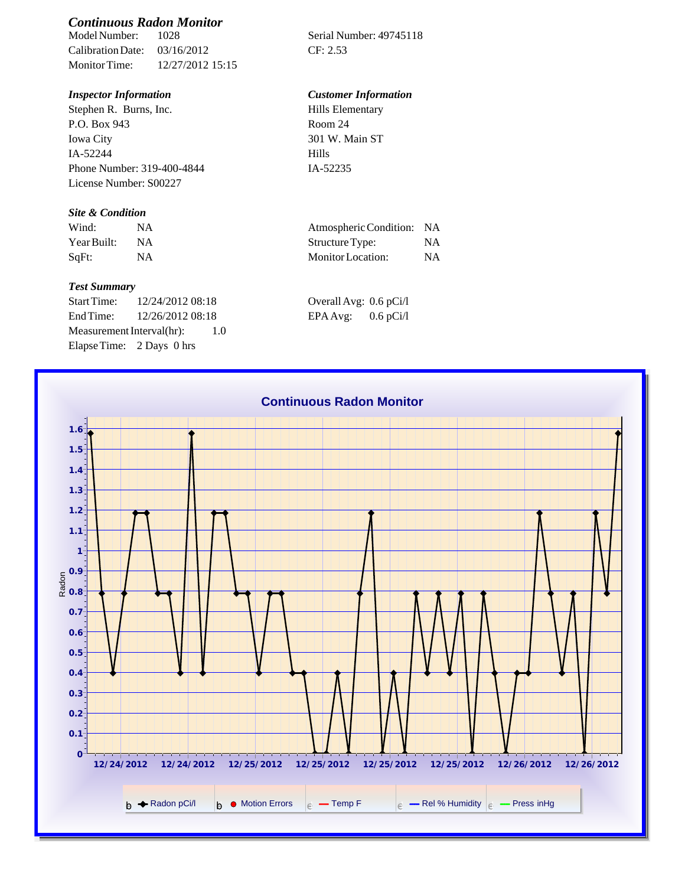## *Continuous Radon Monitor*

Model Number: 1028
Calibration Date: 03/16/2012
Monitor Time: 12/27/2012 15:15

Serial Number: 49745118
CF: 2.53

### *Inspector Information*

Stephen R. Burns, Inc.
P.O. Box 943
Iowa City
IA-52244
Phone Number: 319-400-4844
License Number: S00227

### *Customer Information*

Hills Elementary
Room 24
301 W. Main ST
Hills
IA-52235

### *Site & Condition*

| | | | |
|---|---|---|---|
| Wind: | NA | Atmospheric Condition: | NA |
| Year Built: | NA | Structure Type: | NA |
| SqFt: | NA | Monitor Location: | NA |

### *Test Summary*

Start Time: 12/24/2012 08:18
End Time: 12/26/2012 08:18
Measurement Interval(hr): 1.0
Elapse Time: 2 Days 0 hrs

Overall Avg: 0.6 pCi/l
EPA Avg: 0.6 pCi/l

**Continuous Radon Monitor**

Radon

0, 0.1, 0.2, 0.3, 0.4, 0.5, 0.6, 0.7, 0.8, 0.9, 1, 1.1, 1.2, 1.3, 1.4, 1.5, 1.6

12/24/2012, 12/24/2012, 12/25/2012, 12/25/2012, 12/25/2012, 12/25/2012, 12/26/2012, 12/26/2012

Radon pCi/l | Motion Errors | Temp F | Rel % Humidity | Press inHg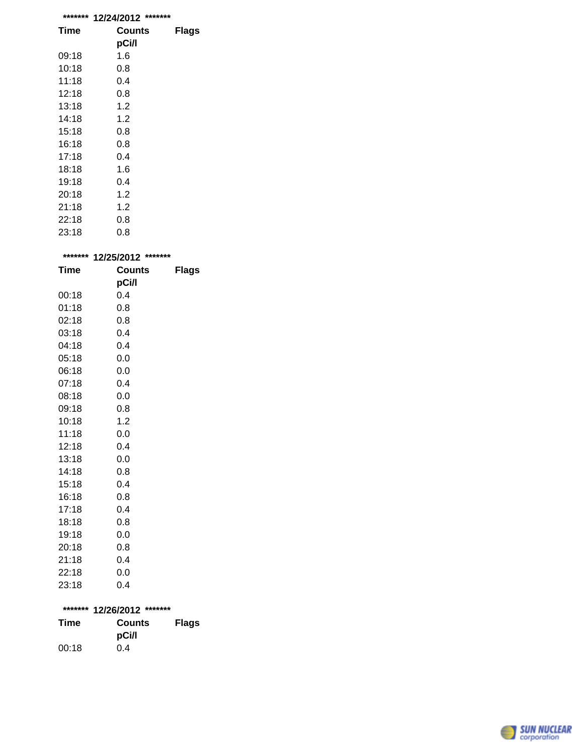******* 12/24/2012 *******

| Time | Counts pCi/l | Flags |
|---|---|---|
| 09:18 | 1.6 | |
| 10:18 | 0.8 | |
| 11:18 | 0.4 | |
| 12:18 | 0.8 | |
| 13:18 | 1.2 | |
| 14:18 | 1.2 | |
| 15:18 | 0.8 | |
| 16:18 | 0.8 | |
| 17:18 | 0.4 | |
| 18:18 | 1.6 | |
| 19:18 | 0.4 | |
| 20:18 | 1.2 | |
| 21:18 | 1.2 | |
| 22:18 | 0.8 | |
| 23:18 | 0.8 | |

******* 12/25/2012 *******

| Time | Counts pCi/l | Flags |
|---|---|---|
| 00:18 | 0.4 | |
| 01:18 | 0.8 | |
| 02:18 | 0.8 | |
| 03:18 | 0.4 | |
| 04:18 | 0.4 | |
| 05:18 | 0.0 | |
| 06:18 | 0.0 | |
| 07:18 | 0.4 | |
| 08:18 | 0.0 | |
| 09:18 | 0.8 | |
| 10:18 | 1.2 | |
| 11:18 | 0.0 | |
| 12:18 | 0.4 | |
| 13:18 | 0.0 | |
| 14:18 | 0.8 | |
| 15:18 | 0.4 | |
| 16:18 | 0.8 | |
| 17:18 | 0.4 | |
| 18:18 | 0.8 | |
| 19:18 | 0.0 | |
| 20:18 | 0.8 | |
| 21:18 | 0.4 | |
| 22:18 | 0.0 | |
| 23:18 | 0.4 | |

******* 12/26/2012 *******

| Time | Counts pCi/l | Flags |
|---|---|---|
| 00:18 | 0.4 | |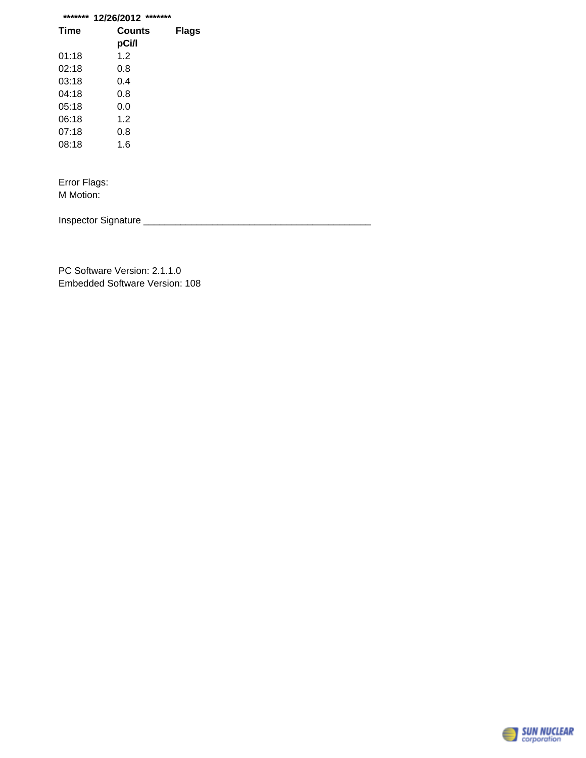******* 12/26/2012 *******

| Time | Counts pCi/l | Flags |
|---|---|---|
| 01:18 | 1.2 | |
| 02:18 | 0.8 | |
| 03:18 | 0.4 | |
| 04:18 | 0.8 | |
| 05:18 | 0.0 | |
| 06:18 | 1.2 | |
| 07:18 | 0.8 | |
| 08:18 | 1.6 | |

Error Flags:
M Motion:

Inspector Signature ___________________________________________

PC Software Version: 2.1.1.0
Embedded Software Version: 108

SUN NUCLEAR corporation